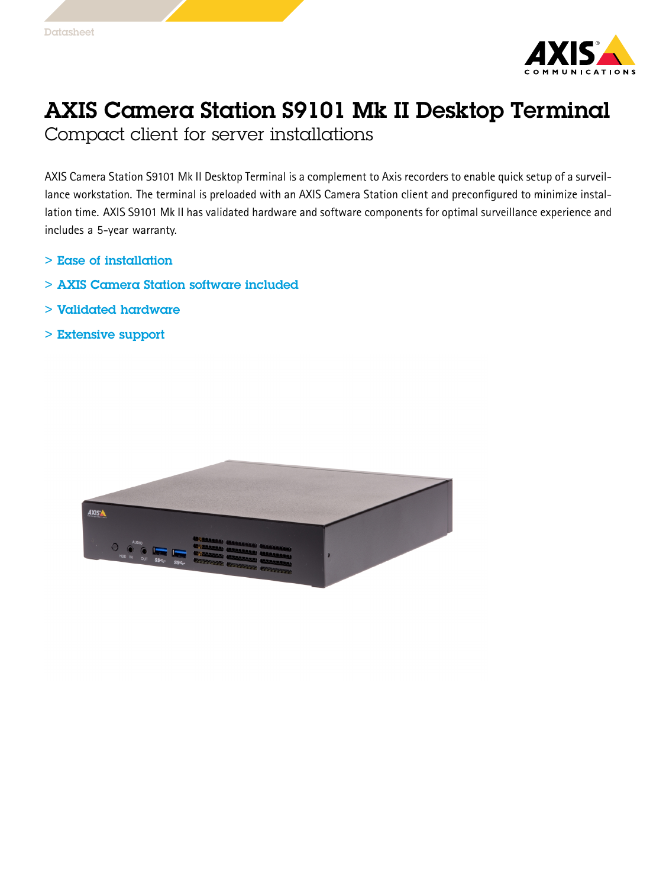# AXIS Camera Station S9101 Mk II Desktop Terminal

## Compact client for server installations

AXIS Camera Station S9101 Mk II Desktop Terminal is a complement to Axis recorders to enable quick setup of a surveillance workstation. The terminal is preloaded with an AXIS Camera Station client and preconfigured to minimize installation time. AXIS S9101 Mk II has validated hardware and software components for optimal surveillance experience and includes a 5-year warranty.

- > Ease of installation
- > AXIS Camera Station software included
- > Validated hardware
- > Extensive support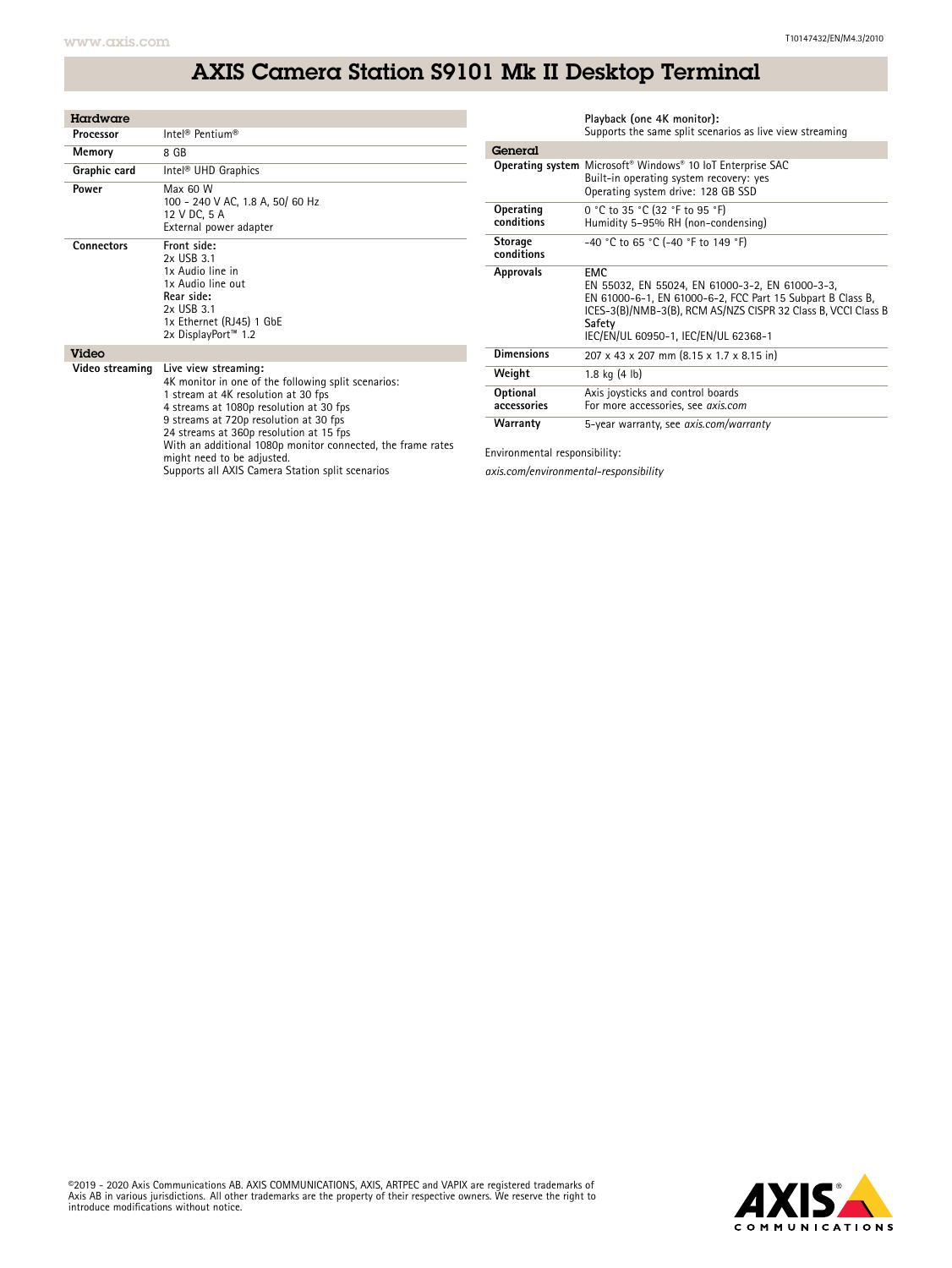// AXIS Camera Station S9101 Mk II Desktop Terminal

# AXIS Camera Station S9101 Mk II Desktop Terminal

## Hardware

| | |
|---|---|
| **Processor** | Intel® Pentium® |
| **Memory** | 8 GB |
| **Graphic card** | Intel® UHD Graphics |
| **Power** | Max 60 W<br>100 - 240 V AC, 1.8 A, 50/ 60 Hz<br>12 V DC, 5 A<br>External power adapter |
| **Connectors** | **Front side:**<br>2x USB 3.1<br>1x Audio line in<br>1x Audio line out<br>**Rear side:**<br>2x USB 3.1<br>1x Ethernet (RJ45) 1 GbE<br>2x DisplayPort™ 1.2 |

## Video

| | |
|---|---|
| **Video streaming** | **Live view streaming:**<br>4K monitor in one of the following split scenarios:<br>1 stream at 4K resolution at 30 fps<br>4 streams at 1080p resolution at 30 fps<br>9 streams at 720p resolution at 30 fps<br>24 streams at 360p resolution at 15 fps<br>With an additional 1080p monitor connected, the frame rates might need to be adjusted.<br>Supports all AXIS Camera Station split scenarios<br>**Playback (one 4K monitor):**<br>Supports the same split scenarios as live view streaming |

## General

| | |
|---|---|
| **Operating system** | Microsoft® Windows® 10 IoT Enterprise SAC<br>Built-in operating system recovery: yes<br>Operating system drive: 128 GB SSD |
| **Operating conditions** | 0 °C to 35 °C (32 °F to 95 °F)<br>Humidity 5–95% RH (non-condensing) |
| **Storage conditions** | -40 °C to 65 °C (-40 °F to 149 °F) |
| **Approvals** | **EMC**<br>EN 55032, EN 55024, EN 61000-3-2, EN 61000-3-3, EN 61000-6-1, EN 61000-6-2, FCC Part 15 Subpart B Class B, ICES-3(B)/NMB-3(B), RCM AS/NZS CISPR 32 Class B, VCCI Class B<br>**Safety**<br>IEC/EN/UL 60950-1, IEC/EN/UL 62368-1 |
| **Dimensions** | 207 x 43 x 207 mm (8.15 x 1.7 x 8.15 in) |
| **Weight** | 1.8 kg (4 lb) |
| **Optional accessories** | Axis joysticks and control boards<br>For more accessories, see *axis.com* |
| **Warranty** | 5-year warranty, see *axis.com/warranty* |

Environmental responsibility:

*axis.com/environmental-responsibility*

©2019 - 2020 Axis Communications AB. AXIS COMMUNICATIONS, AXIS, ARTPEC and VAPIX are registered trademarks of Axis AB in various jurisdictions. All other trademarks are the property of their respective owners. We reserve the right to introduce modifications without notice.